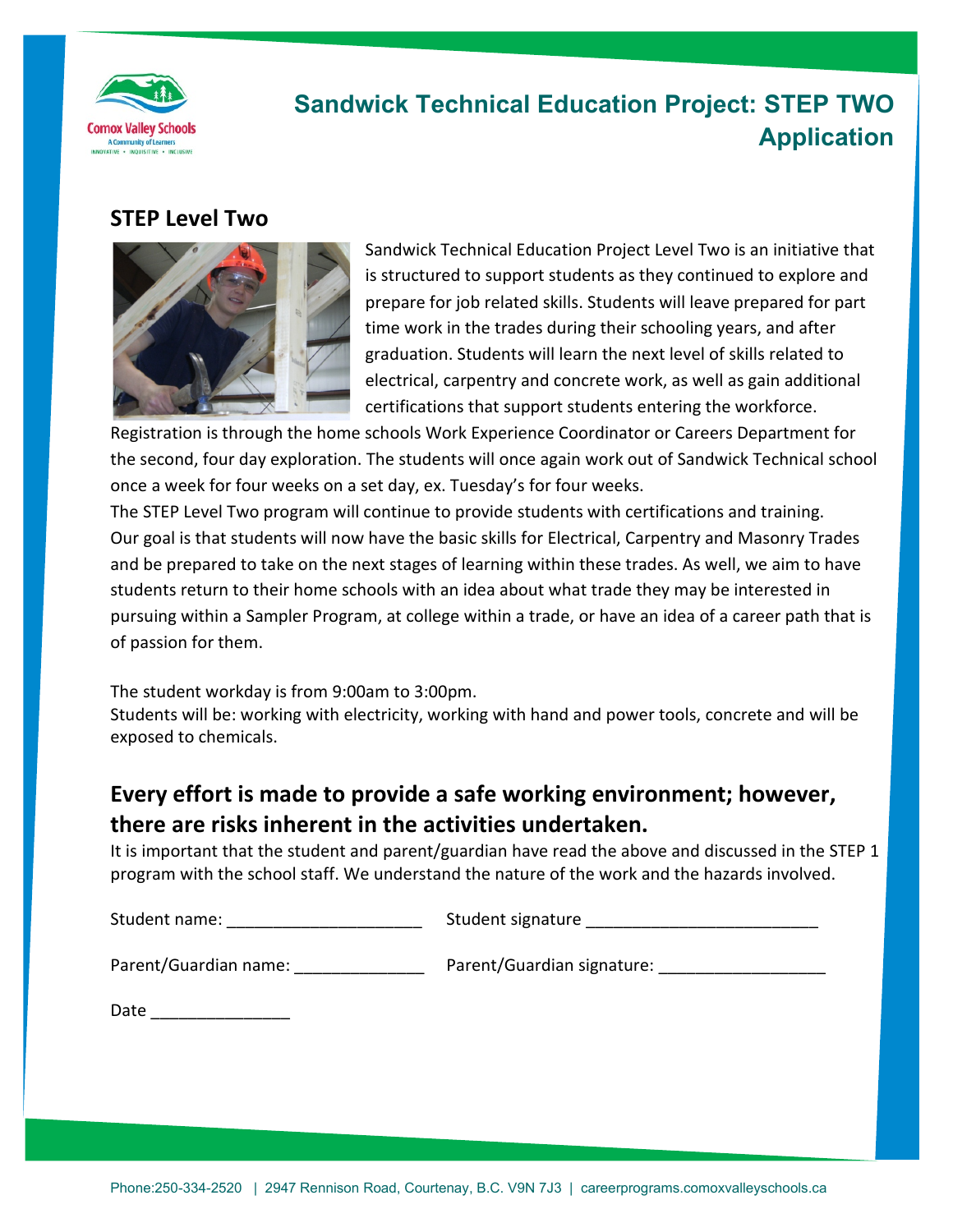# Sandwick Technical Education Project: STEP TWO Application

## STEP Level Two

Sandwick Technical Education Project Level Two is an initiative that is structured to support students as they continued to explore and prepare for job related skills. Students will leave prepared for part time work in the trades during their schooling years, and after graduation. Students will learn the next level of skills related to electrical, carpentry and concrete work, as well as gain additional certifications that support students entering the workforce.

Registration is through the home schools Work Experience Coordinator or Careers Department for the second, four day exploration. The students will once again work out of Sandwick Technical school once a week for four weeks on a set day, ex. Tuesday's for four weeks.

The STEP Level Two program will continue to provide students with certifications and training. Our goal is that students will now have the basic skills for Electrical, Carpentry and Masonry Trades and be prepared to take on the next stages of learning within these trades. As well, we aim to have students return to their home schools with an idea about what trade they may be interested in pursuing within a Sampler Program, at college within a trade, or have an idea of a career path that is of passion for them.

The student workday is from 9:00am to 3:00pm.

Students will be: working with electricity, working with hand and power tools, concrete and will be exposed to chemicals.

### Every effort is made to provide a safe working environment; however, there are risks inherent in the activities undertaken.

It is important that the student and parent/guardian have read the above and discussed in the STEP 1 program with the school staff. We understand the nature of the work and the hazards involved.

Student name: ______________________ Student signature __________________________

Parent/Guardian name: ______________ Parent/Guardian signature: __________________

Date _______________

Phone:250-334-2520 | 2947 Rennison Road, Courtenay, B.C. V9N 7J3 | careerprograms.comoxvalleyschools.ca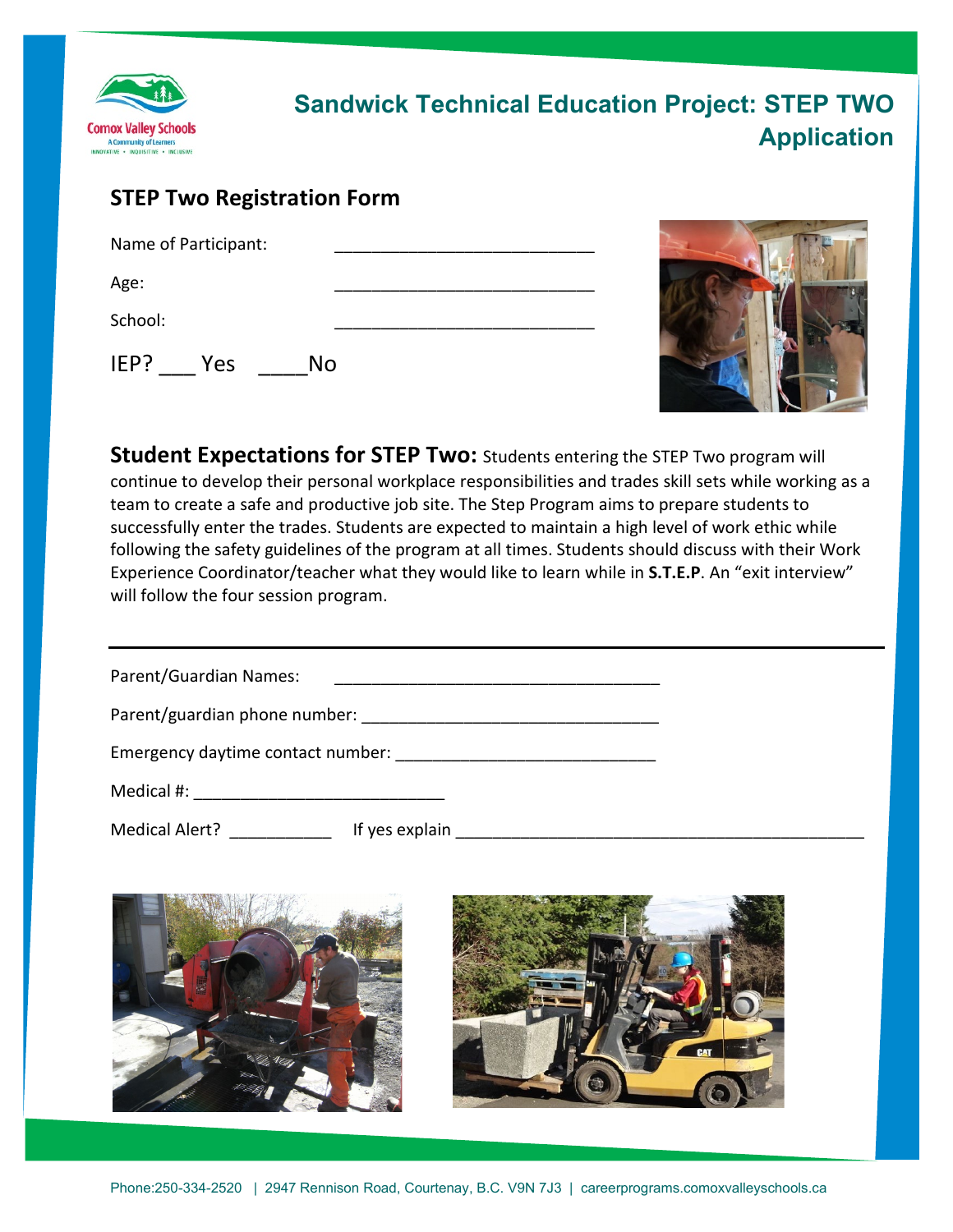# Sandwick Technical Education Project: STEP TWO Application

## STEP Two Registration Form

Name of Participant: ___________________________

Age: ___________________________

School: ___________________________

IEP? ___ Yes ____No

**Student Expectations for STEP Two:** Students entering the STEP Two program will continue to develop their personal workplace responsibilities and trades skill sets while working as a team to create a safe and productive job site. The Step Program aims to prepare students to successfully enter the trades. Students are expected to maintain a high level of work ethic while following the safety guidelines of the program at all times. Students should discuss with their Work Experience Coordinator/teacher what they would like to learn while in **S.T.E.P**. An "exit interview" will follow the four session program.

---

Parent/Guardian Names: ___________________________________

Parent/guardian phone number: ________________________________

Emergency daytime contact number: ____________________________

Medical #: ___________________________

Medical Alert? ___________ If yes explain _____________________________________________

Phone:250-334-2520 | 2947 Rennison Road, Courtenay, B.C. V9N 7J3 | careerprograms.comoxvalleyschools.ca